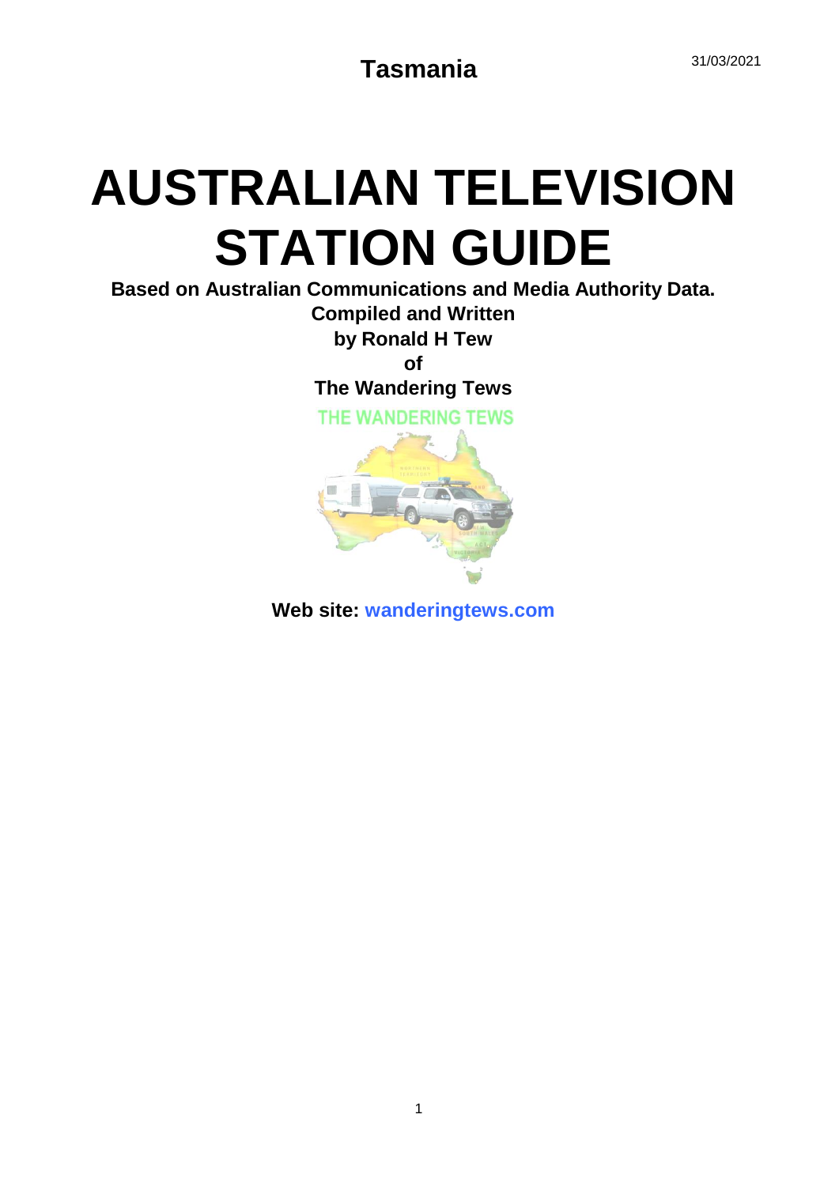Tasmania

31/03/2021

# AUSTRALIAN TELEVISION STATION GUIDE

**Based on Australian Communications and Media Authority Data.**

**Compiled and Written**

**by Ronald H Tew**

**of**

**The Wandering Tews**

THE WANDERING TEWS

**Web site: wanderingtews.com**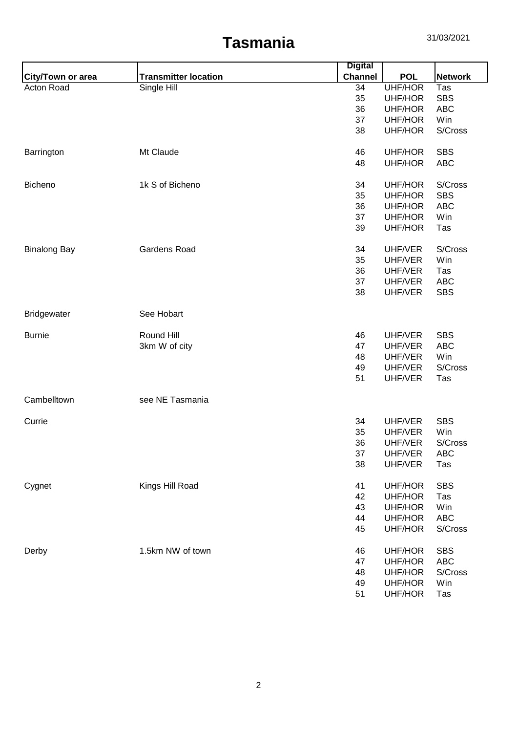# Tasmania

31/03/2021

| City/Town or area | Transmitter location | Digital Channel | POL | Network |
|---|---|---|---|---|
| Acton Road | Single Hill | 34 | UHF/HOR | Tas |
| | | 35 | UHF/HOR | SBS |
| | | 36 | UHF/HOR | ABC |
| | | 37 | UHF/HOR | Win |
| | | 38 | UHF/HOR | S/Cross |
| Barrington | Mt Claude | 46 | UHF/HOR | SBS |
| | | 48 | UHF/HOR | ABC |
| Bicheno | 1k S of Bicheno | 34 | UHF/HOR | S/Cross |
| | | 35 | UHF/HOR | SBS |
| | | 36 | UHF/HOR | ABC |
| | | 37 | UHF/HOR | Win |
| | | 39 | UHF/HOR | Tas |
| Binalong Bay | Gardens Road | 34 | UHF/VER | S/Cross |
| | | 35 | UHF/VER | Win |
| | | 36 | UHF/VER | Tas |
| | | 37 | UHF/VER | ABC |
| | | 38 | UHF/VER | SBS |
| Bridgewater | See Hobart | | | |
| Burnie | Round Hill | 46 | UHF/VER | SBS |
| | 3km W of city | 47 | UHF/VER | ABC |
| | | 48 | UHF/VER | Win |
| | | 49 | UHF/VER | S/Cross |
| | | 51 | UHF/VER | Tas |
| Cambelltown | see NE Tasmania | | | |
| Currie | | 34 | UHF/VER | SBS |
| | | 35 | UHF/VER | Win |
| | | 36 | UHF/VER | S/Cross |
| | | 37 | UHF/VER | ABC |
| | | 38 | UHF/VER | Tas |
| Cygnet | Kings Hill Road | 41 | UHF/HOR | SBS |
| | | 42 | UHF/HOR | Tas |
| | | 43 | UHF/HOR | Win |
| | | 44 | UHF/HOR | ABC |
| | | 45 | UHF/HOR | S/Cross |
| Derby | 1.5km NW of town | 46 | UHF/HOR | SBS |
| | | 47 | UHF/HOR | ABC |
| | | 48 | UHF/HOR | S/Cross |
| | | 49 | UHF/HOR | Win |
| | | 51 | UHF/HOR | Tas |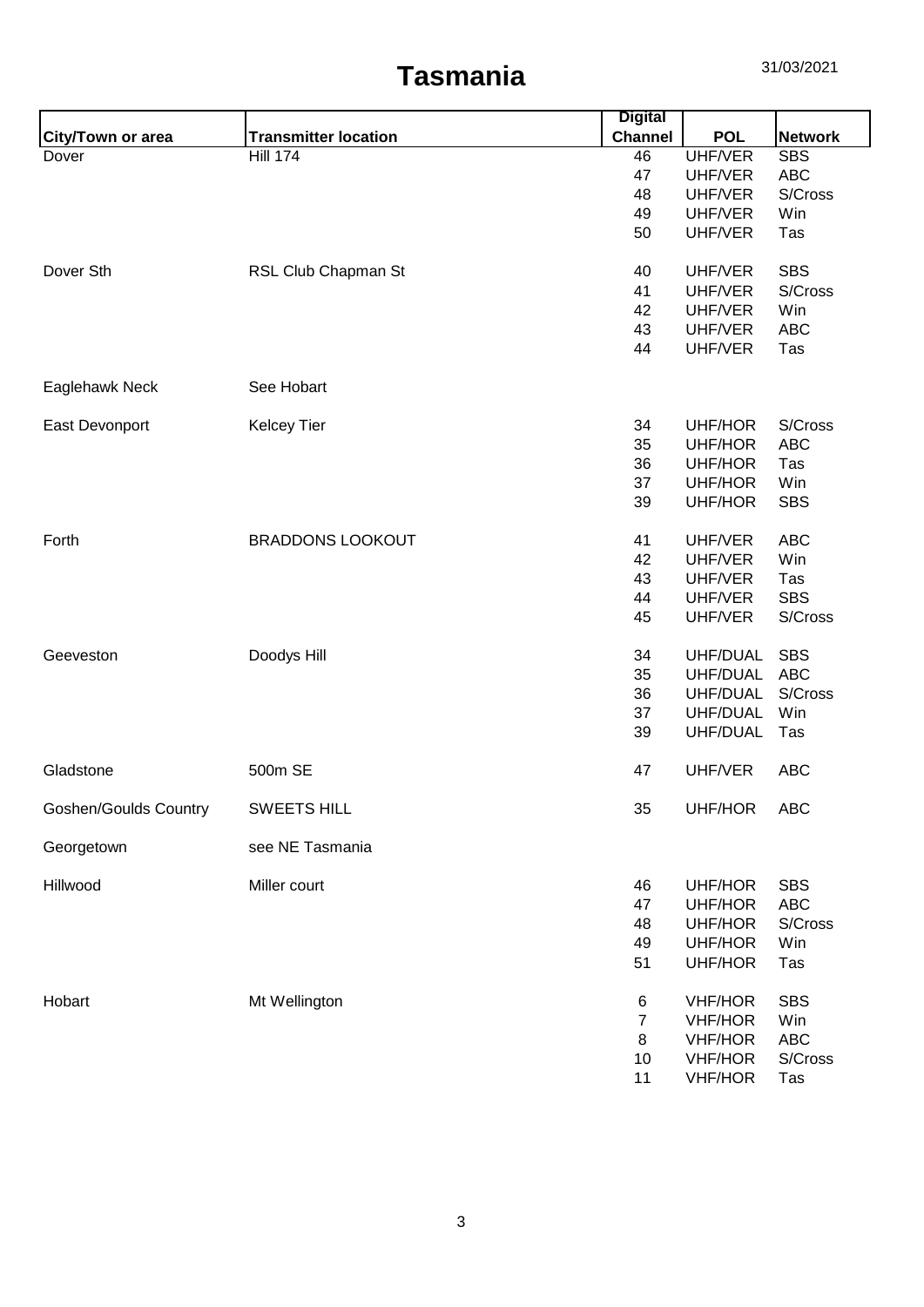# Tasmania

31/03/2021

| City/Town or area | Transmitter location | Digital Channel | POL | Network |
|---|---|---|---|---|
| Dover | Hill 174 | 46 | UHF/VER | SBS |
| | | 47 | UHF/VER | ABC |
| | | 48 | UHF/VER | S/Cross |
| | | 49 | UHF/VER | Win |
| | | 50 | UHF/VER | Tas |
| Dover Sth | RSL Club Chapman St | 40 | UHF/VER | SBS |
| | | 41 | UHF/VER | S/Cross |
| | | 42 | UHF/VER | Win |
| | | 43 | UHF/VER | ABC |
| | | 44 | UHF/VER | Tas |
| Eaglehawk Neck | See Hobart | | | |
| East Devonport | Kelcey Tier | 34 | UHF/HOR | S/Cross |
| | | 35 | UHF/HOR | ABC |
| | | 36 | UHF/HOR | Tas |
| | | 37 | UHF/HOR | Win |
| | | 39 | UHF/HOR | SBS |
| Forth | BRADDONS LOOKOUT | 41 | UHF/VER | ABC |
| | | 42 | UHF/VER | Win |
| | | 43 | UHF/VER | Tas |
| | | 44 | UHF/VER | SBS |
| | | 45 | UHF/VER | S/Cross |
| Geeveston | Doodys Hill | 34 | UHF/DUAL | SBS |
| | | 35 | UHF/DUAL | ABC |
| | | 36 | UHF/DUAL | S/Cross |
| | | 37 | UHF/DUAL | Win |
| | | 39 | UHF/DUAL | Tas |
| Gladstone | 500m SE | 47 | UHF/VER | ABC |
| Goshen/Goulds Country | SWEETS HILL | 35 | UHF/HOR | ABC |
| Georgetown | see NE Tasmania | | | |
| Hillwood | Miller court | 46 | UHF/HOR | SBS |
| | | 47 | UHF/HOR | ABC |
| | | 48 | UHF/HOR | S/Cross |
| | | 49 | UHF/HOR | Win |
| | | 51 | UHF/HOR | Tas |
| Hobart | Mt Wellington | 6 | VHF/HOR | SBS |
| | | 7 | VHF/HOR | Win |
| | | 8 | VHF/HOR | ABC |
| | | 10 | VHF/HOR | S/Cross |
| | | 11 | VHF/HOR | Tas |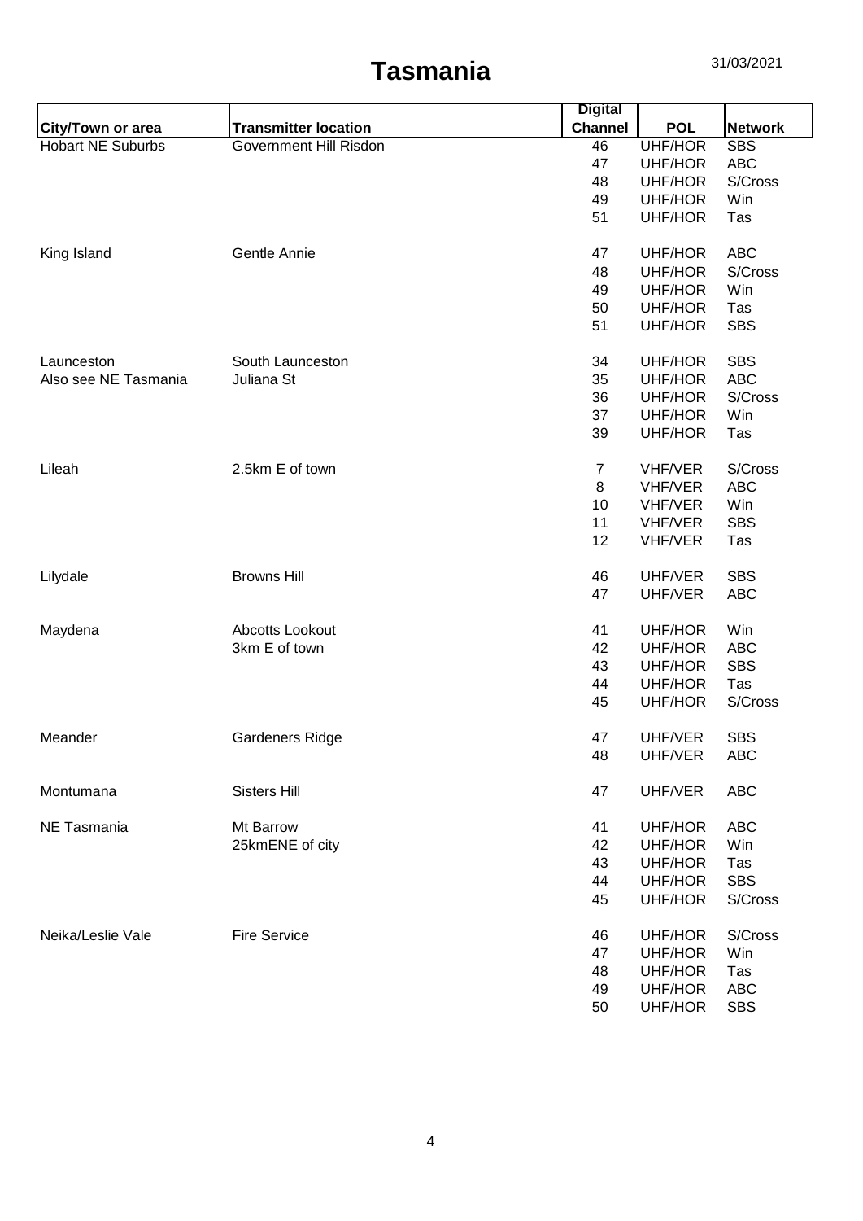# Tasmania

31/03/2021

| City/Town or area | Transmitter location | Digital Channel | POL | Network |
|---|---|---|---|---|
| Hobart NE Suburbs | Government Hill Risdon | 46 | UHF/HOR | SBS |
| | | 47 | UHF/HOR | ABC |
| | | 48 | UHF/HOR | S/Cross |
| | | 49 | UHF/HOR | Win |
| | | 51 | UHF/HOR | Tas |
| King Island | Gentle Annie | 47 | UHF/HOR | ABC |
| | | 48 | UHF/HOR | S/Cross |
| | | 49 | UHF/HOR | Win |
| | | 50 | UHF/HOR | Tas |
| | | 51 | UHF/HOR | SBS |
| Launceston | South Launceston | 34 | UHF/HOR | SBS |
| Also see NE Tasmania | Juliana St | 35 | UHF/HOR | ABC |
| | | 36 | UHF/HOR | S/Cross |
| | | 37 | UHF/HOR | Win |
| | | 39 | UHF/HOR | Tas |
| Lileah | 2.5km E of town | 7 | VHF/VER | S/Cross |
| | | 8 | VHF/VER | ABC |
| | | 10 | VHF/VER | Win |
| | | 11 | VHF/VER | SBS |
| | | 12 | VHF/VER | Tas |
| Lilydale | Browns Hill | 46 | UHF/VER | SBS |
| | | 47 | UHF/VER | ABC |
| Maydena | Abcotts Lookout | 41 | UHF/HOR | Win |
| | 3km E of town | 42 | UHF/HOR | ABC |
| | | 43 | UHF/HOR | SBS |
| | | 44 | UHF/HOR | Tas |
| | | 45 | UHF/HOR | S/Cross |
| Meander | Gardeners Ridge | 47 | UHF/VER | SBS |
| | | 48 | UHF/VER | ABC |
| Montumana | Sisters Hill | 47 | UHF/VER | ABC |
| NE Tasmania | Mt Barrow | 41 | UHF/HOR | ABC |
| | 25kmENE of city | 42 | UHF/HOR | Win |
| | | 43 | UHF/HOR | Tas |
| | | 44 | UHF/HOR | SBS |
| | | 45 | UHF/HOR | S/Cross |
| Neika/Leslie Vale | Fire Service | 46 | UHF/HOR | S/Cross |
| | | 47 | UHF/HOR | Win |
| | | 48 | UHF/HOR | Tas |
| | | 49 | UHF/HOR | ABC |
| | | 50 | UHF/HOR | SBS |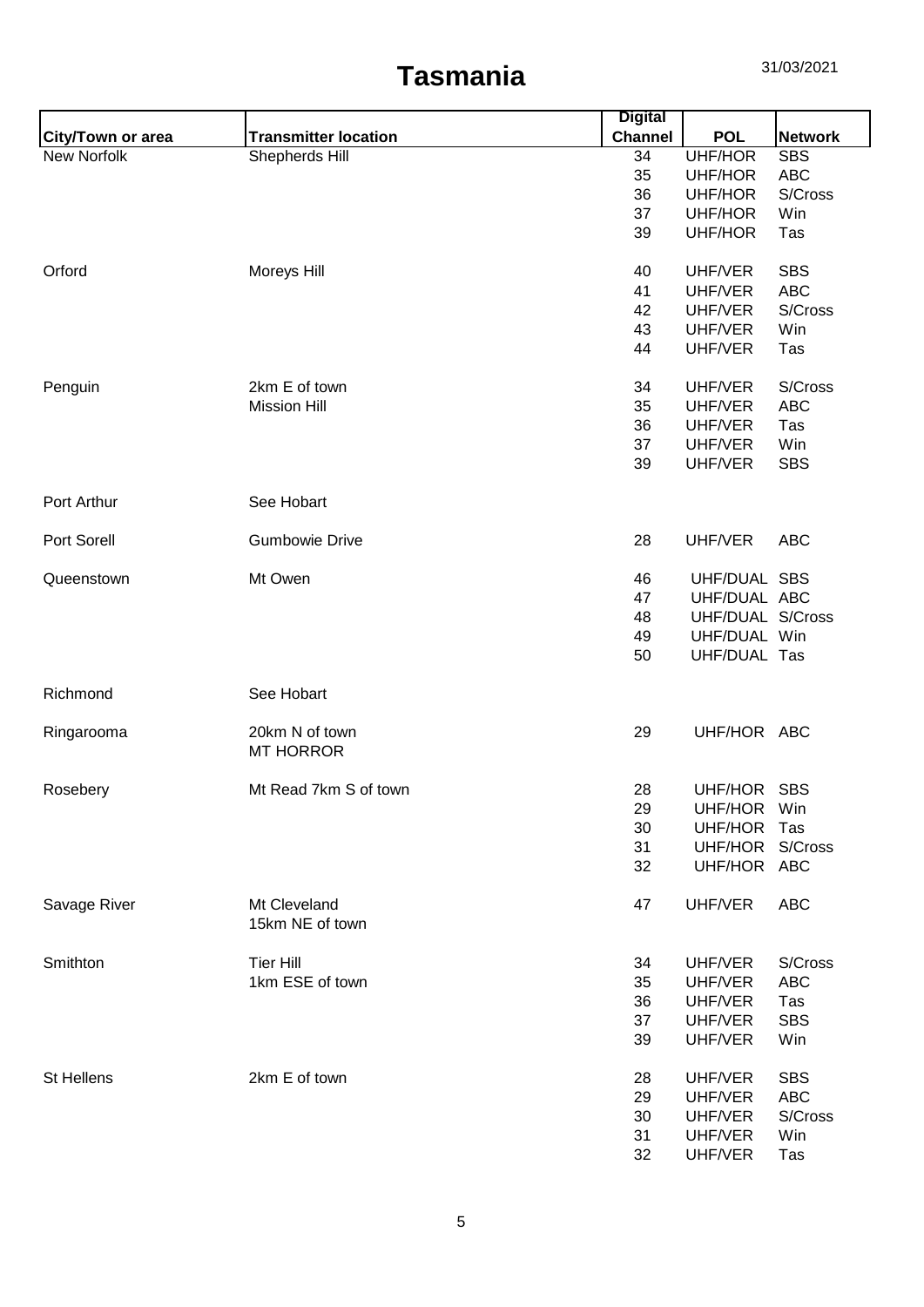# Tasmania

31/03/2021

| City/Town or area | Transmitter location | Digital Channel | POL | Network |
|---|---|---|---|---|
| New Norfolk | Shepherds Hill | 34 | UHF/HOR | SBS |
| | | 35 | UHF/HOR | ABC |
| | | 36 | UHF/HOR | S/Cross |
| | | 37 | UHF/HOR | Win |
| | | 39 | UHF/HOR | Tas |
| Orford | Moreys Hill | 40 | UHF/VER | SBS |
| | | 41 | UHF/VER | ABC |
| | | 42 | UHF/VER | S/Cross |
| | | 43 | UHF/VER | Win |
| | | 44 | UHF/VER | Tas |
| Penguin | 2km E of town | 34 | UHF/VER | S/Cross |
| | Mission Hill | 35 | UHF/VER | ABC |
| | | 36 | UHF/VER | Tas |
| | | 37 | UHF/VER | Win |
| | | 39 | UHF/VER | SBS |
| Port Arthur | See Hobart | | | |
| Port Sorell | Gumbowie Drive | 28 | UHF/VER | ABC |
| Queenstown | Mt Owen | 46 | UHF/DUAL | SBS |
| | | 47 | UHF/DUAL | ABC |
| | | 48 | UHF/DUAL | S/Cross |
| | | 49 | UHF/DUAL | Win |
| | | 50 | UHF/DUAL | Tas |
| Richmond | See Hobart | | | |
| Ringarooma | 20km N of town MT HORROR | 29 | UHF/HOR | ABC |
| Rosebery | Mt Read 7km S of town | 28 | UHF/HOR | SBS |
| | | 29 | UHF/HOR | Win |
| | | 30 | UHF/HOR | Tas |
| | | 31 | UHF/HOR | S/Cross |
| | | 32 | UHF/HOR | ABC |
| Savage River | Mt Cleveland 15km NE of town | 47 | UHF/VER | ABC |
| Smithton | Tier Hill | 34 | UHF/VER | S/Cross |
| | 1km ESE of town | 35 | UHF/VER | ABC |
| | | 36 | UHF/VER | Tas |
| | | 37 | UHF/VER | SBS |
| | | 39 | UHF/VER | Win |
| St Hellens | 2km E of town | 28 | UHF/VER | SBS |
| | | 29 | UHF/VER | ABC |
| | | 30 | UHF/VER | S/Cross |
| | | 31 | UHF/VER | Win |
| | | 32 | UHF/VER | Tas |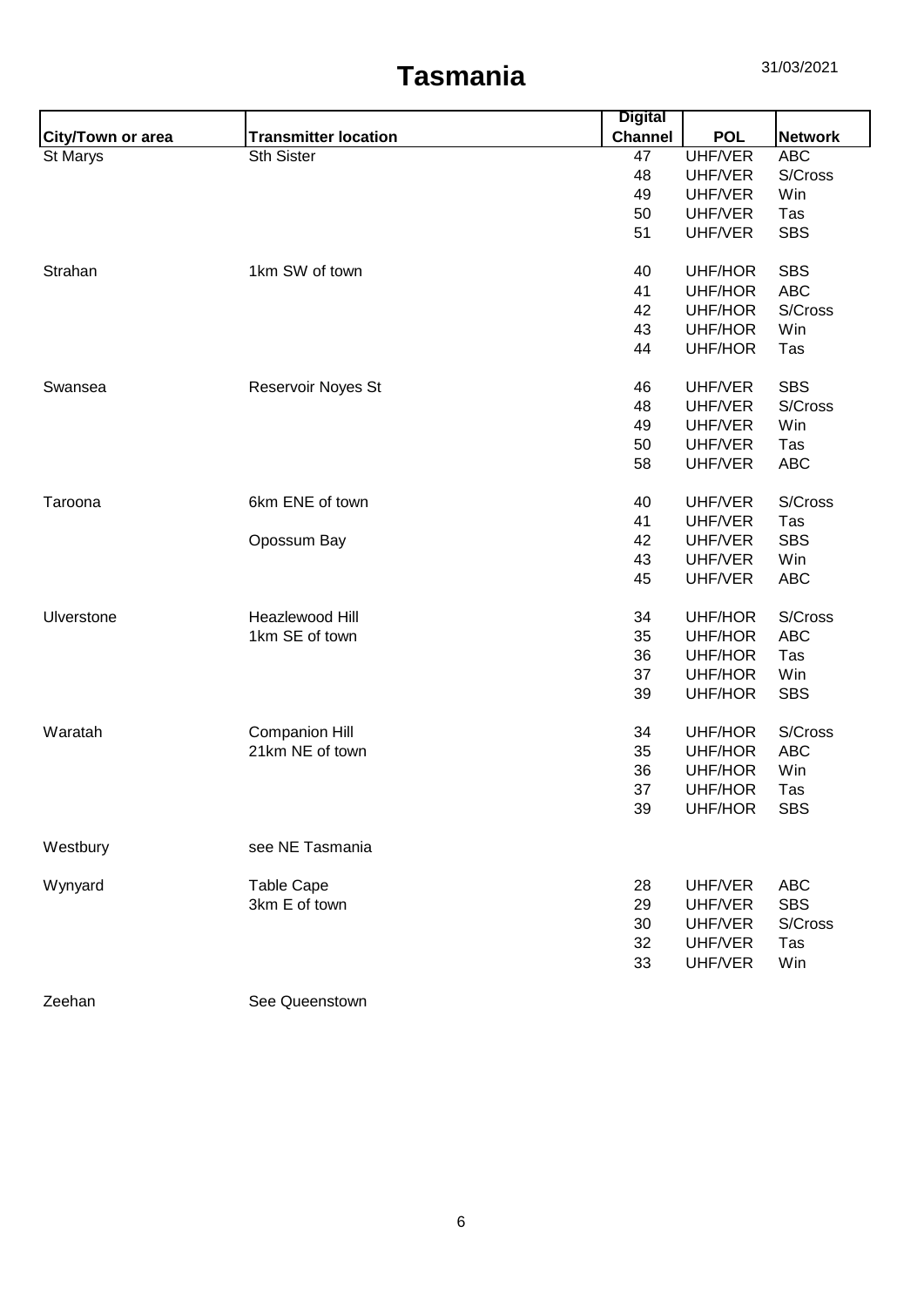# Tasmania

31/03/2021

| City/Town or area | Transmitter location | Digital Channel | POL | Network |
|---|---|---|---|---|
| St Marys | Sth Sister | 47 | UHF/VER | ABC |
| | | 48 | UHF/VER | S/Cross |
| | | 49 | UHF/VER | Win |
| | | 50 | UHF/VER | Tas |
| | | 51 | UHF/VER | SBS |
| Strahan | 1km SW of town | 40 | UHF/HOR | SBS |
| | | 41 | UHF/HOR | ABC |
| | | 42 | UHF/HOR | S/Cross |
| | | 43 | UHF/HOR | Win |
| | | 44 | UHF/HOR | Tas |
| Swansea | Reservoir Noyes St | 46 | UHF/VER | SBS |
| | | 48 | UHF/VER | S/Cross |
| | | 49 | UHF/VER | Win |
| | | 50 | UHF/VER | Tas |
| | | 58 | UHF/VER | ABC |
| Taroona | 6km ENE of town | 40 | UHF/VER | S/Cross |
| | | 41 | UHF/VER | Tas |
| | Opossum Bay | 42 | UHF/VER | SBS |
| | | 43 | UHF/VER | Win |
| | | 45 | UHF/VER | ABC |
| Ulverstone | Heazlewood Hill | 34 | UHF/HOR | S/Cross |
| | 1km SE of town | 35 | UHF/HOR | ABC |
| | | 36 | UHF/HOR | Tas |
| | | 37 | UHF/HOR | Win |
| | | 39 | UHF/HOR | SBS |
| Waratah | Companion Hill | 34 | UHF/HOR | S/Cross |
| | 21km NE of town | 35 | UHF/HOR | ABC |
| | | 36 | UHF/HOR | Win |
| | | 37 | UHF/HOR | Tas |
| | | 39 | UHF/HOR | SBS |
| Westbury | see NE Tasmania | | | |
| Wynyard | Table Cape | 28 | UHF/VER | ABC |
| | 3km E of town | 29 | UHF/VER | SBS |
| | | 30 | UHF/VER | S/Cross |
| | | 32 | UHF/VER | Tas |
| | | 33 | UHF/VER | Win |
| Zeehan | See Queenstown | | | |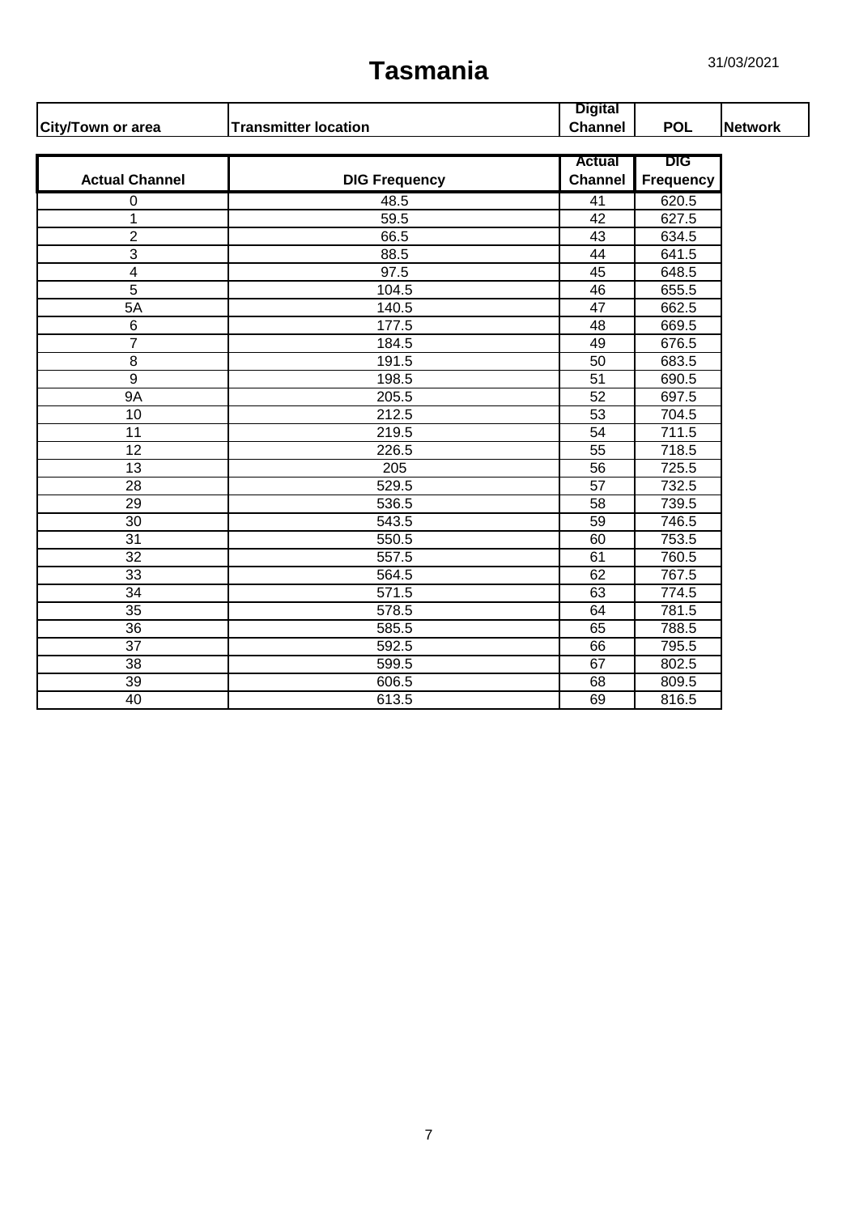# Tasmania

31/03/2021

| City/Town or area | Transmitter location | Digital Channel | POL | Network |
|---|---|---|---|---|

| Actual Channel | DIG Frequency | Actual Channel | DIG Frequency |
|---|---|---|---|
| 0 | 48.5 | 41 | 620.5 |
| 1 | 59.5 | 42 | 627.5 |
| 2 | 66.5 | 43 | 634.5 |
| 3 | 88.5 | 44 | 641.5 |
| 4 | 97.5 | 45 | 648.5 |
| 5 | 104.5 | 46 | 655.5 |
| 5A | 140.5 | 47 | 662.5 |
| 6 | 177.5 | 48 | 669.5 |
| 7 | 184.5 | 49 | 676.5 |
| 8 | 191.5 | 50 | 683.5 |
| 9 | 198.5 | 51 | 690.5 |
| 9A | 205.5 | 52 | 697.5 |
| 10 | 212.5 | 53 | 704.5 |
| 11 | 219.5 | 54 | 711.5 |
| 12 | 226.5 | 55 | 718.5 |
| 13 | 205 | 56 | 725.5 |
| 28 | 529.5 | 57 | 732.5 |
| 29 | 536.5 | 58 | 739.5 |
| 30 | 543.5 | 59 | 746.5 |
| 31 | 550.5 | 60 | 753.5 |
| 32 | 557.5 | 61 | 760.5 |
| 33 | 564.5 | 62 | 767.5 |
| 34 | 571.5 | 63 | 774.5 |
| 35 | 578.5 | 64 | 781.5 |
| 36 | 585.5 | 65 | 788.5 |
| 37 | 592.5 | 66 | 795.5 |
| 38 | 599.5 | 67 | 802.5 |
| 39 | 606.5 | 68 | 809.5 |
| 40 | 613.5 | 69 | 816.5 |